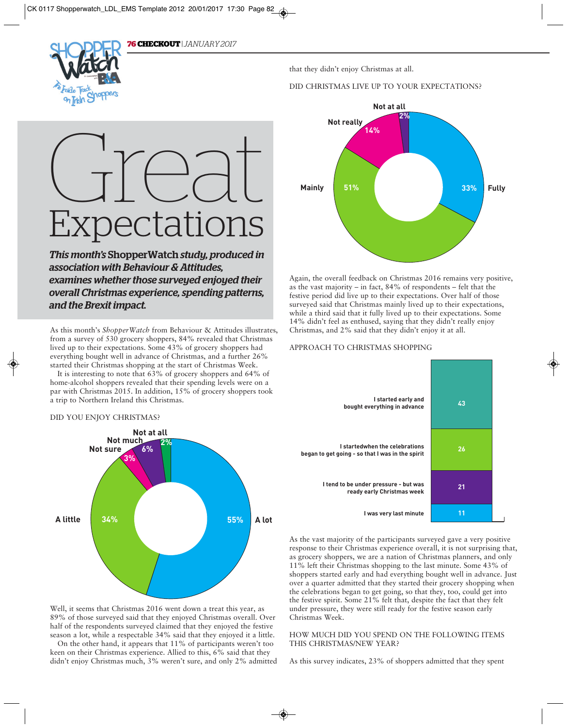# Great Expectations

***This month's* ShopperWatch *study, produced in association with Behaviour & Attitudes, examines whether those surveyed enjoyed their overall Christmas experience, spending patterns, and the Brexit impact.***

As this month's *ShopperWatch* from Behaviour & Attitudes illustrates, from a survey of 530 grocery shoppers, 84% revealed that Christmas lived up to their expectations. Some 43% of grocery shoppers had everything bought well in advance of Christmas, and a further 26% started their Christmas shopping at the start of Christmas Week.

It is interesting to note that 63% of grocery shoppers and 64% of home-alcohol shoppers revealed that their spending levels were on a par with Christmas 2015. In addition, 15% of grocery shoppers took a trip to Northern Ireland this Christmas.

DID YOU ENJOY CHRISTMAS?

| Response | % |
|---|---|
| A lot | 55% |
| A little | 34% |
| Not sure | 3% |
| Not much | 6% |
| Not at all | 2% |

Well, it seems that Christmas 2016 went down a treat this year, as 89% of those surveyed said that they enjoyed Christmas overall. Over half of the respondents surveyed claimed that they enjoyed the festive season a lot, while a respectable 34% said that they enjoyed it a little.

On the other hand, it appears that 11% of participants weren't too keen on their Christmas experience. Allied to this, 6% said that they didn't enjoy Christmas much, 3% weren't sure, and only 2% admitted that they didn't enjoy Christmas at all.

DID CHRISTMAS LIVE UP TO YOUR EXPECTATIONS?

| Response | % |
|---|---|
| Fully | 33% |
| Mainly | 51% |
| Not really | 14% |
| Not at all | 2% |

Again, the overall feedback on Christmas 2016 remains very positive, as the vast majority – in fact, 84% of respondents – felt that the festive period did live up to their expectations. Over half of those surveyed said that Christmas mainly lived up to their expectations, while a third said that it fully lived up to their expectations. Some 14% didn't feel as enthused, saying that they didn't really enjoy Christmas, and 2% said that they didn't enjoy it at all.

APPROACH TO CHRISTMAS SHOPPING

| Approach | % |
|---|---|
| I started early and bought everything in advance | 43 |
| I startedwhen the celebrations began to get going - so that I was in the spirit | 26 |
| I tend to be under pressure - but was ready early Christmas week | 21 |
| I was very last minute | 11 |

As the vast majority of the participants surveyed gave a very positive response to their Christmas experience overall, it is not surprising that, as grocery shoppers, we are a nation of Christmas planners, and only 11% left their Christmas shopping to the last minute. Some 43% of shoppers started early and had everything bought well in advance. Just over a quarter admitted that they started their grocery shopping when the celebrations began to get going, so that they, too, could get into the festive spirit. Some 21% felt that, despite the fact that they felt under pressure, they were still ready for the festive season early Christmas Week.

HOW MUCH DID YOU SPEND ON THE FOLLOWING ITEMS THIS CHRISTMAS/NEW YEAR?

As this survey indicates, 23% of shoppers admitted that they spent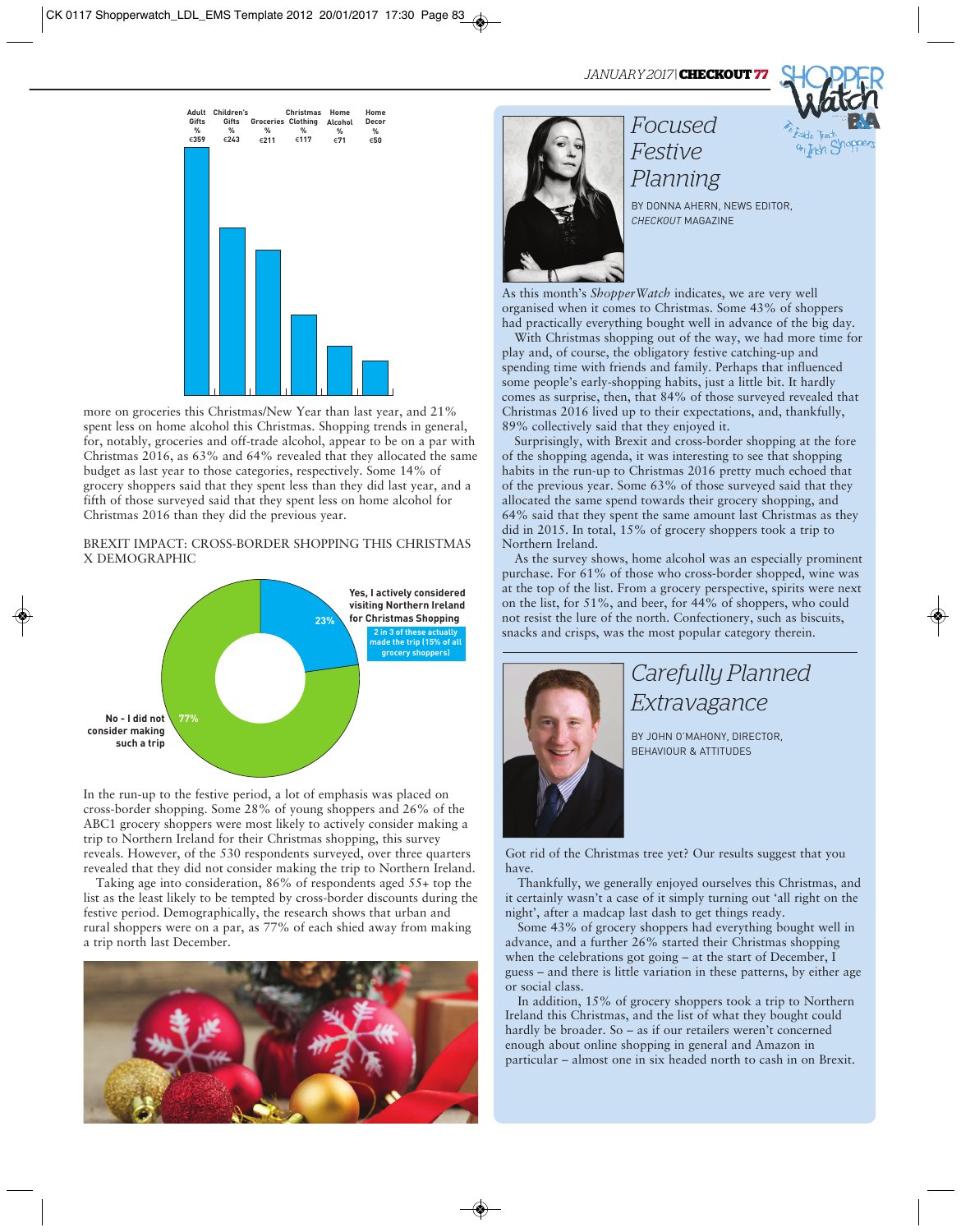Adult Gifts % €359

Children's Gifts % €243

Groceries % €211

Christmas Clothing % €117

Home Alcohol % €71

Home Decor % €50

more on groceries this Christmas/New Year than last year, and 21% spent less on home alcohol this Christmas. Shopping trends in general, for, notably, groceries and off-trade alcohol, appear to be on a par with Christmas 2016, as 63% and 64% revealed that they allocated the same budget as last year to those categories, respectively. Some 14% of grocery shoppers said that they spent less than they did last year, and a fifth of those surveyed said that they spent less on home alcohol for Christmas 2016 than they did the previous year.

BREXIT IMPACT: CROSS-BORDER SHOPPING THIS CHRISTMAS X DEMOGRAPHIC

23%

Yes, I actively considered visiting Northern Ireland for Christmas Shopping

2 in 3 of these actually made the trip (15% of all grocery shoppers)

77%

No - I did not consider making such a trip

In the run-up to the festive period, a lot of emphasis was placed on cross-border shopping. Some 28% of young shoppers and 26% of the ABC1 grocery shoppers were most likely to actively consider making a trip to Northern Ireland for their Christmas shopping, this survey reveals. However, of the 530 respondents surveyed, over three quarters revealed that they did not consider making the trip to Northern Ireland.

Taking age into consideration, 86% of respondents aged 55+ top the list as the least likely to be tempted by cross-border discounts during the festive period. Demographically, the research shows that urban and rural shoppers were on a par, as 77% of each shied away from making a trip north last December.

## Focused Festive Planning

BY DONNA AHERN, NEWS EDITOR, *CHECKOUT* MAGAZINE

As this month's *ShopperWatch* indicates, we are very well organised when it comes to Christmas. Some 43% of shoppers had practically everything bought well in advance of the big day.

With Christmas shopping out of the way, we had more time for play and, of course, the obligatory festive catching-up and spending time with friends and family. Perhaps that influenced some people's early-shopping habits, just a little bit. It hardly comes as surprise, then, that 84% of those surveyed revealed that Christmas 2016 lived up to their expectations, and, thankfully, 89% collectively said that they enjoyed it.

Surprisingly, with Brexit and cross-border shopping at the fore of the shopping agenda, it was interesting to see that shopping habits in the run-up to Christmas 2016 pretty much echoed that of the previous year. Some 63% of those surveyed said that they allocated the same spend towards their grocery shopping, and 64% said that they spent the same amount last Christmas as they did in 2015. In total, 15% of grocery shoppers took a trip to Northern Ireland.

As the survey shows, home alcohol was an especially prominent purchase. For 61% of those who cross-border shopped, wine was at the top of the list. From a grocery perspective, spirits were next on the list, for 51%, and beer, for 44% of shoppers, who could not resist the lure of the north. Confectionery, such as biscuits, snacks and crisps, was the most popular category therein.

## Carefully Planned Extravagance

BY JOHN O'MAHONY, DIRECTOR, BEHAVIOUR & ATTITUDES

Got rid of the Christmas tree yet? Our results suggest that you have.

Thankfully, we generally enjoyed ourselves this Christmas, and it certainly wasn't a case of it simply turning out 'all right on the night', after a madcap last dash to get things ready.

Some 43% of grocery shoppers had everything bought well in advance, and a further 26% started their Christmas shopping when the celebrations got going – at the start of December, I guess – and there is little variation in these patterns, by either age or social class.

In addition, 15% of grocery shoppers took a trip to Northern Ireland this Christmas, and the list of what they bought could hardly be broader. So – as if our retailers weren't concerned enough about online shopping in general and Amazon in particular – almost one in six headed north to cash in on Brexit.